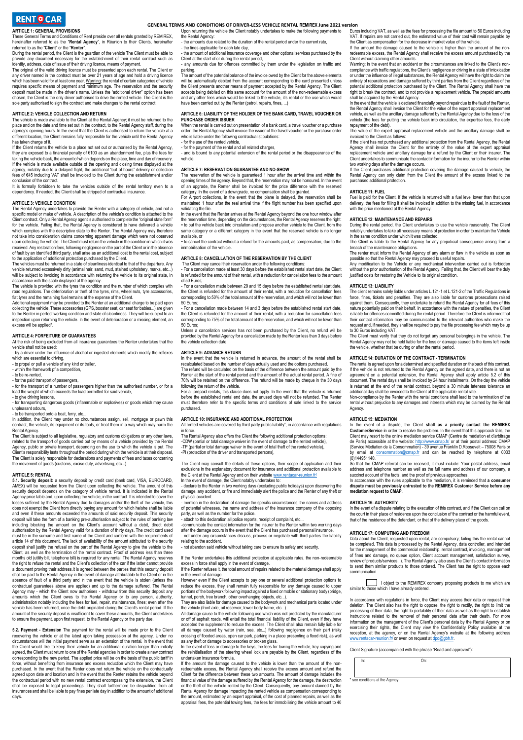RENT A CAR

# GENERAL TERMS AND CONDITIONS OF DRIVER-LESS VEHICLE RENTAL REMIREX June 2021 version

## ARTICLE 1: GENERAL PROVISIONS

These General Terms and Conditions of Rent preside over all rentals granted by REMIREX, hereinafter referred to as the "**Rental Agency**", in Réunion to their Clients, hereinafter referred to as the "**Client**" or the "**Renter**".

During the rental period, the Client is the guardian of the vehicle The Client must be able to provide any document necessary for the establishment of their rental contract such as identity, address, date of issue of their driving licence, means of payment.

The original of the valid driving licence must be presented upon each rental. The Client or any driver named in the contract must be over 21 years of age and hold a driving licence which has been valid for at least one year. Warning: the rental of certain categories of vehicle requires specific means of payment and minimum age. The reservation and the security deposit must be made in the driver's name. Unless the "additional driver" option has been chosen, the Client is the only driver authorised to drive the rented vehicle. The Client is the sole party authorised to sign the contract and make changes to the rental contract.

## ARTICLE 2: VEHICLE COLLECTION AND RETURN

The vehicle is made available to the Client at the Rental Agency; it must be returned to the place and on the date and time set out in the contract, to the Rental Agency staff, during the agency's opening hours. In the event that the Client is authorised to return the vehicle at a different location, the Client remains fully responsible for the vehicle until the Rental Agency has taken charge of it.

If the Client returns the vehicle to a place not set out or authorised by the Rental Agency, they are exposed to a financial penalty of €100 as an abandonment fee, plus the fees for taking the vehicle back, the amount of which depends on the place, time and day of recovery. If the vehicle is made available outside of the opening and closing times displayed at the agency, notably due to a delayed flight, the additional "out of hours" delivery or collection fees of €45 including VAT shall be invoiced to the Client during the establishment and/or conclusion of the contract.

It is formally forbidden to take the vehicles outside of the rental territory even to a dependency. If needed, the Client shall be stripped of contractual insurance.

## ARTICLE 3: VEHICLE CONDITION

The Rental Agency undertakes to provide the Renter with a category of vehicle, and not a specific model or make of vehicle. A description of the vehicle's condition is attached to the Client contract. Only a Rental Agency agent is authorised to complete the "original state form" for the vehicle. Failing that, the Rental Agency is considered to have delivered a vehicle which complies with the descriptive state to the Renter. The Rental Agency may therefore not take into consideration claims concerning apparent damage which were not observed upon collecting the vehicle. The Client must return the vehicle in the condition in which it was received. Any restoration fees, following negligence on the part of the Client or in the absence of fault by an identified third party, shall arise as an additional cost to the rental cost, subject to the application of additional protection purchased by the Client.

The vehicles must be returned in a state of cleanliness identical to that of the departure. Any vehicle returned excessively dirty (animal hair, sand, mud, stained upholstery, marks, etc...) will be subject to invoicing in accordance with returning the vehicle to its original state, in accordance with the scale displayed at the agency.

The vehicle is provided with the tyres the condition and the number of which complies with road regulations. The deterioration or theft of the tyres, rims, wheel nuts, tyre accessories, flat tyres and the remaining fuel remains at the expense of the Client.

Additional equipment may be provided to the Renter at an additional charge to be paid upon collecting the vehicle. These accessories (GPS, booster seat, car seat for babies...) are given to the Renter in perfect working condition and state of cleanliness. They will be subject to an inspection upon returning the vehicle. In the event of deterioration or a missing element, an excess will be applied*.

## ARTICLE 4: FORFEITURE OF GUARANTEES

At the risk of being excluded from all insurance guarantees the Renter undertakes that the vehicle shall not be used:

- by a driver under the influence of alcohol or ingested elements which modify the reflexes which are essential to driving,
- to propel or pull a vehicle of any kind or trailer,
- within the framework of a competition,
- to be re-rented,
- for the paid transport of passengers,
- for the transport of a number of passengers higher than the authorised number, or for a load the weight of which exceeds the load permitted for said vehicle,
- to give driving lessons,
- for transporting dangerous goods (inflammable or explosives) or goods which may cause unpleasant odours,
- to be transported onto a boat, ferry, etc...

In addition, the Client may under no circumstances assign, sell, mortgage or pawn this contract, the vehicle, its equipment or its tools, or treat them in a way which may harm the Rental Agency.

The Client is subject to all legislative, regulatory and customs obligations or any other laws, related to the transport of goods carried out by means of a vehicle provided by the Rental Agency, public or private transport, depending on the use to which the vehicle is put. The Client's responsibility lasts throughout the period during which the vehicle is at their disposal. The Client is solely responsible for declarations and payments of fees and taxes concerning the movement of goods (customs, excise duty, advertising, etc...).

## ARTICLE 5: RENTAL

**5.1. Security deposit:** a security deposit by credit card (bank card, VISA, EUROCARD, AMEX) will be requested from the Client upon collecting the vehicle. The amount of this security deposit depends on the category of vehicle rented. It is indicated in the Rental Agency price table and, upon collecting the vehicle, in the contract. It is intended to cover the losses suffered by the Rental Agency due to damages and/or the theft of the vehicle, this does not exempt the Client from directly paying any amount for which he/she shall be liable and even if these amounts exceeded the amounts of said security deposit. This security deposit will take the form of a banking pre-authorisation subject to the rules of banking law including blocking the amount on the Client's account without a debit, direct debit authorisation by the Rental Agency valid for a duration of thirty days. The credit card used must be in the surname and first name of the Client and conform with the requirements of article 14 of this document. The lack of availability of the amount attributed to the security deposit shall justify the refusal on the part of the Rental Agency to give the vehicle to the Client, as well as the termination of the rental contract. Proof of address less than three months old (utility bill, telephone bill) is required for any rental. The Rental Agency reserves the right to refuse the rental and the Client's collection of the car if the latter cannot provide a document proving their address.It is agreed between the parties that this security deposit shall be paid to the Rental Agency in the event of damage attributable to the Client or in the absence of fault of a third party and in the event that the vehicle is stolen (unless the contractual guarantees above are applied) and up to the damage suffered. The Rental Agency may - which the Client now authorises - withdraw from this security deposit any amounts which the Client owes to the Rental Agency or to any person, authority, administration notably including the fees for fuel, repair, maintenance, fines; even after the vehicle has been returned, once the debt originated during the Client's rental period. If the amount of the security deposit is insufficient to cover these amounts, the Client undertakes to ensure the payment, upon first request, to the Rental Agency or the party due.

**5.2. Payment - Extension** The payment for the rental will be made prior to the Client recovering the vehicle or at the latest upon taking possession at the agency. Under no circumstances will the initial payment serve as an extension of the rental. In the event that the Client would like to keep their vehicle for an additional duration longer than initially agreed, the Client must return to one of the Rental agencies in order to create a new contract corresponding to the new period. The applied price will be on the basis of the public tariff in force, without benefiting from insurance and excess reduction which the Client may have purchased. In the event that the Renter does not return the vehicle on the contractually agreed upon date and location and in the event that the Renter retains the vehicle beyond the contractual period with no new rental contract encompassing the extension, the Client shall be exposed to legal proceedings. They shall furthermore be disqualified from all insurances and shall be liable to pay fines per late day in addition to the amount of additional days.

Upon returning the vehicle the Client notably undertakes to make the following payments to the Rental Agency:

- the amounts due related to the duration of the rental period under the current rate,
- the fines applicable for each late day,
- the amount of additional insurance coverage and other optional services purchased by the Client at the start of or during the rental period,
- any amounts due for offences committed by them under the legislation on traffic and parking.

The amount of the potential balance of the invoice owed by the Client for the above elements will be automatically debited from the account corresponding to the card presented unless the Client presents another means of payment accepted by the Rental Agency. The Client accepts being debited on this same account for the amount of the non-redeemable excess and any other fees which would be linked to the vehicle, it's rental or the use which would have been carried out by the Renter (petrol, repairs, fines, ...)

## ARTICLE 6: LIABILITY OF THE HOLDER OF THE BANK CARD, TRAVEL VOUCHER OR PURCHASE ORDER ISSUER

When the rental is carried out on presentation of a bank card, a travel voucher or a purchase order, the Rental Agency shall invoice the issuer of the travel voucher or the purchase order who is liable under the following contractual stipulations:

- for the use of the rented vehicle,
- for the payment of the rental and all related charges,
- and is bound to any potential extension of the rental period or the disappearance of the vehicle.

## ARTICLE 7: RESERVATION GUARANTEE AND NO-SHOW

The reservation of the vehicle is guaranteed 1 hour after the arrival time and within the opening times of the agency. Beyond that, the reservation may not be honoured. In the event of an upgrade, the Renter shall be invoiced for the price difference with the reserved category. In the event of a downgrade, no compensation shall be granted.

For Airport collections, in the event that the plane is delayed, the reservation shall be maintained 1 hour after the real arrival time if the flight number has been specified upon validating the file.

In the event that the Renter arrives at the Rental Agency beyond the one hour window after the reservation time, depending on the circumstances, the Rental Agency reserves the right:

- to put the vehicle back into circulation and propose another vehicle to the Client, from the same category or a different category in the event that the reserved vehicle is no longer available, or
- to cancel the contract without a refund for the amounts paid, as compensation, due to the immobilisation of the vehicle.

## ARTICLE 8: CANCELLATION OF THE RESERVATION BY THE CLIENT

The Client may cancel their reservation under the following conditions:

- For a cancellation made at least 30 days before the established rental start date, the Client is refunded for the amount of their rental, with a reduction for cancellation fees to the amount of 50 Euros;
- For a cancellation made between 29 and 15 days before the established rental start date, the Client is refunded for the amount of their rental, with a reduction for cancellation fees corresponding to 50% of the total amount of the reservation, and which will not be lower than 50 Euros;
- For a cancellation made between 14 and 3 days before the established rental start date, the Client is refunded for the amount of their rental, with a reduction for cancellation fees corresponding to 75% of the total amount of the reservation, and which will not be lower than 50 Euros;

Unless a cancellation services has not been purchased by the Client, no refund will be provided by the Rental Agency for a cancellation made by the Renter less than 3 days before the vehicle collection date.

## ARTICLE 9: ADVANCE RETURN

In the event that the vehicle is returned in advance, the amount of the rental shall be recalculated based on the number of days actually used and the options purchased.

The refund will be calculated on the basis of the difference between the amount paid by the Renter at the start of the rental period and the amount of the actual rental period. A fine of 70% will be retained on the difference. The refund will be made by cheque in the 30 days following the return of the vehicle.

For all prepaid rentals, this clause does not apply. In the event that the vehicle is returned before the established rental end date, the unused days will not be refunded. The Renter must therefore refer to the specific terms and conditions of sale linked to the service purchased.

## ARTICLE 10: INSURANCE AND ADDITIONAL PROTECTION

All rented vehicles are covered by third party public liability", in accordance with regulations in force.

The Rental Agency also offers the Client the following additional protection options:

-CDW (partial or total damage waiver in the event of damage to the rented vehicle),
-TP (partial or total damage waiver in the event of total theft of the rented vehicle),
-PI (protection of the driver and transported persons),

The Client may consult the details of these options, their scope of application and their exclusions in the explanatory document for insurance and additional protection available to the Client at the Rental Agency and on their website www.rentacar-reunion.fr/

In the event of damage, the Client notably undertakes to:

- declare to the Renter in two working days (excluding public holidays) upon discovering the damage, any accident, or fire and immediately alert the police and the Renter of any theft or physical accident.
- mention in the declaration of damage the specific circumstances, the names and address of potential witnesses, the name and address of the insurance company of the opposing party, as well as the number for the police.
- attach to this declaration all police reports, receipt of complaint, etc...
-communicate the contact information for the insurer to the Renter within two working days after the damage occurs in the event that the Client has purchased personal insurance.
- not under any circumstances discuss, process or negotiate with third parties the liability relating to the accident.
- not abandon said vehicle without taking care to ensure its safety and security.

If the Renter undertakes this additional protection at applicable rates, the non-redeemable excess in force shall apply in the event of damage.

If the Renter refuses it, the total amount of repairs related to the material damage shall apply in the event of damage.

However even if the Client accepts to pay one or several additional protection options to reduce the excess, they shall remain fully responsible for any damage caused to upper portions of the bodywork following impact against a fixed or mobile or stationary body (bridge, tunnel, porch, tree branch, other overhanging objects, etc...).

They are also liable for damage caused to the bodywork and mechanical parts located under the vehicle (front axle, oil reservoir, lower body frame, etc...).

All damage cause to the vehicle following use which was not predicted by the manufacturer or off of asphalt roads, will entail the total financial liability of the Client, even if they have accepted the supplement to reduce the excess. The Client shall also remain fully liable for all damage caused by water (rain, sea, etc...) following negligence on their part (risky crossing of flooded areas, open car park, parking in a place presenting a flood risk), as well as any theft or damage to accessories or broken glass.

In the event of loss or damage to the keys, the fees for towing the vehicle, key copying and the reinitialisation of the steering wheel lock are payable by the Client, regardless of the undertaken insurance formula.

If the amount the damage caused to the vehicle is lower than the amount of the non-redeemable excess, the Rental Agency shall receive the excess amount and refund the Client for the difference between these two amounts. The amount of damage includes the financial value of the damage suffered by the Rental Agency for the damage, the destruction or the theft of the vehicle rented by the Client. Consequently, any amount claimed by the Rental Agency for damage impacting the rented vehicle as compensation corresponding to the amount, estimated by an expert appraisal, of the cost of planned repairs, as well as the appraisal fees, the potential towing fees, the fees for immobilising the vehicle amount to 40 Euros including VAT, as well as the fees for processing the file amount to 50 Euros including VAT. If repairs are not carried out, the estimated value of their cost will remain payable by the Client as compensation for the decrease in market value of the vehicle.

If the amount the damage caused to the vehicle is higher than the amount of the non-redeemable excess, the Rental Agency shall receive the excess amount purchased by the Client without claiming other amounts.

Warning: in the event that an accident or the circumstances are linked to the Client's non-compliance with traffic regulations, the Client's negligence or driving in a state of intoxication or under the influence of illegal substances, the Rental Agency will have the right to claim the entirety of reparations and damage suffered by third parties from the Client regardless of the potential additional protection purchased by the Client. The Rental Agency shall have the right to break the contract, and to not provide a replacement vehicle. The prepaid amounts shall be acquired by the Rental Agency.

In the event that the vehicle is declared financially beyond repair due to the fault of the Renter, the Rental Agency shall invoice the Client for the value of the expert appraisal replacement vehicle, as well as the ancillary damage suffered by the Rental Agency due to the loss of the vehicle (the fees for putting the vehicle back into circulation, the expertise fees, the early repayment of the debt).

The value of the expert appraisal replacement vehicle and the ancillary damage shall be invoiced to the Client as follows:

If the client has not purchased any additional protection from the Rental Agency, the Rental Agency shall invoice the Client for the entirety of the value of the expert appraisal replacement vehicle and ancillary damage for a refund by the Client or their insurer. The Client undertakes to communicate the contact information for the insurer to the Renter within two working days after the damage occurs.

If the Client purchases additional protection covering the damage caused to vehicle, the Rental Agency can only claim from the Client the amount of the excess linked to the purchased additional protection.

## ARTICLE 11: FUEL

Fuel is paid for the Client. If the vehicle is returned with a fuel level lower than that upon delivery, the fees for filling it shall be invoiced in addition to the missing fuel, in accordance with the price mentioned at the Rental Agency.

## ARTICLE 12: MAINTENANCE AND REPAIRS

During the rental period, the Client undertakes to use the vehicle reasonably. The Client notably undertakes to take all necessary means of protection in order to maintain the Vehicle in the same condition under which it was collected.

The Client is liable to the Rental Agency for any prejudicial consequence arising from a breach of the maintenance obligations.

The renter must inform the Rental Agency of any alarm or flaw in the vehicle as soon as possible so that the Rental Agency may proceed to useful repairs.

Any modification to the Vehicle or any mechanical intervention carried out is forbidden without the prior authorisation of the Rental Agency. Failing that, the Client will bear the duly justified costs for restoring the Vehicle to its original condition.

## ARTICLE 13: LIABILITY

The client remains solely liable under articles L.121-1 et L.121-2 of the Traffic Regulations in force, fines, tickets and penalties. They are also liable for customs prosecutions raised against them. Consequently, they undertake to refund the Rental Agency for all fees of this nature potentially paid on their behalf. In accordance with the nature of penalties, the Client is liable for offences committed during the rental period. Therefore the Client is informed that their contact information may be communicated to the relevant authorities who make the request and, if needed, they shall be required to pay the file processing fee which may be up to 30 Euros including VAT.

The Client must verify that they do not forget any personal belongings in the vehicle. The Rental Agency may not be held liable for the loss or damage caused to the items left inside the vehicle, whether that be during or after the rental period.

## ARTICLE 14: DURATION OF THE CONTRACT - TERMINATION

The rental is agreed upon for a determined and specified duration on the back of this contract. If the vehicle is not returned to the Rental Agency on the agreed date, and there is not an agreement on a potential extension, the Rental Agency shall apply article 5.2 of this document. The rental days shall be invoiced by 24 hour installments. On the day the vehicle is returned at the end of the rental contract, beyond a 30 minute lateness tolerance an additional day shall be invoiced to the Client at the applicable rental rate.

Non-compliance by the Renter with the rental conditions shall lead to the termination of the rental without prejudice to any damages and interests which may be claimed by the Rental Agency.

## ARTICLE 15: MEDIATION

In the event of a dispute, the Client **shall as a priority contact the REMIREX CustomerService** in order to resolve the problem. In the event that this approach fails, the Client may resort to the online mediation service CMAP (Centre de médiation et d'arbitrage de Paris) accessible at the website: http://www.cmap.fr/ or at their postal address: CMAP (Service Médiation de la Consommation) - 39 avenue Franklin D.Roosevelt – 75008 Paris or by email at consommation@cmap.fr and can be reached by telephone at 0033 (0)144951140.

So that the CMAP referral can be received, it must include: Your postal address, email address and telephone number as well as the full name and address of our company, a succinct account of the facts, and the proof of previous approaches.

In accordance with the rules applicable to the mediation, it is reminded that **a consumer dispute must be previously entrusted to the REMIREX Customer Service before any mediation request to CMAP.**

## ARTICLE 16: AUTHORITY

In the event of a dispute relating to the execution of this contract, and if the Client can call on the court in their place of residence upon the conclusion of the contract or the harmful event, that of the residence of the defendant, or that of the delivery place of the goods.

## ARTICLE 17: COMPUTING AND FREEDOM

Data about the Client, requested upon rental, are compulsory; failing this the rental cannot be completed. This data is processed by the Rental Agency, data controller, and intended for the management of the commercial relationship, rental contract, invoicing, management of fines and damage, no queue option, Client account management, satisfaction survey, review of products/services...). The Rental Agency also uses the Client's contact information to send them similar products to those ordered. The Client has the right to oppose each communication.

☐ I object to the REMIREX company proposing products to me which are similar to those which I have already ordered.

In accordance with regulations in force, the Client may access their data or request their deletion. The Client also has the right to oppose, the right to rectify, the right to limit the processing of their data, the right to portability of their data as well as the right to establish instructions related to the removal of their personal data after their death. For more information on the management of the Client's personal data by the Rental Agency or on exercising their rights, the Client may view the Confidentiality Policy available at the reception, at the agency, or on the Rental Agency's website at the following address www.rentacar-reunion.fr/ or even on request at dpo@gbh.fr.

Client Signature (accompanied with the phrase "Read and approved"):

| In: | On: |
|---|---|
| | |

\* see conditions at the Agency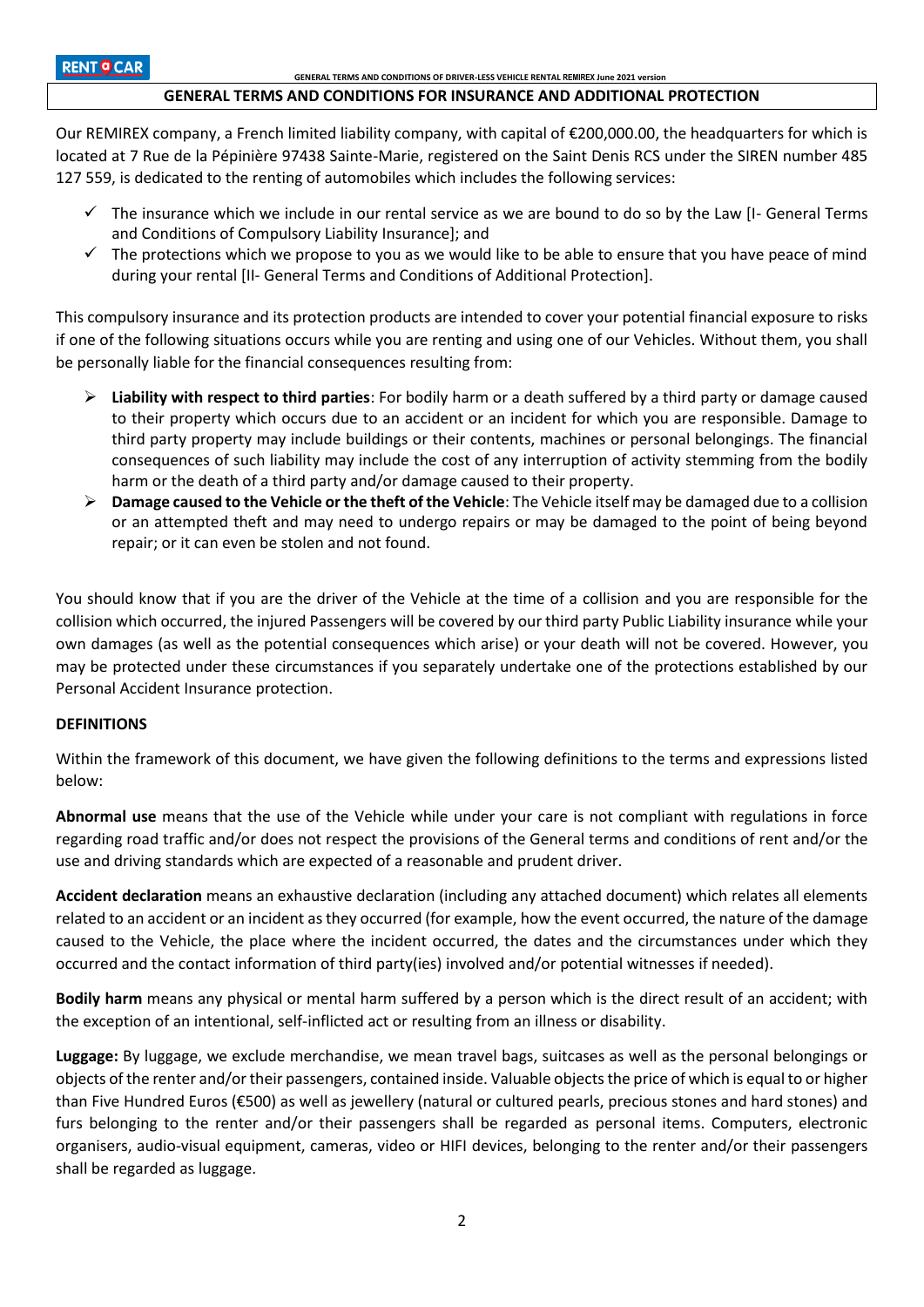## GENERAL TERMS AND CONDITIONS FOR INSURANCE AND ADDITIONAL PROTECTION

Our REMIREX company, a French limited liability company, with capital of €200,000.00, the headquarters for which is located at 7 Rue de la Pépinière 97438 Sainte-Marie, registered on the Saint Denis RCS under the SIREN number 485 127 559, is dedicated to the renting of automobiles which includes the following services:

- ✓ The insurance which we include in our rental service as we are bound to do so by the Law [I- General Terms and Conditions of Compulsory Liability Insurance]; and
- ✓ The protections which we propose to you as we would like to be able to ensure that you have peace of mind during your rental [II- General Terms and Conditions of Additional Protection].

This compulsory insurance and its protection products are intended to cover your potential financial exposure to risks if one of the following situations occurs while you are renting and using one of our Vehicles. Without them, you shall be personally liable for the financial consequences resulting from:

- **Liability with respect to third parties**: For bodily harm or a death suffered by a third party or damage caused to their property which occurs due to an accident or an incident for which you are responsible. Damage to third party property may include buildings or their contents, machines or personal belongings. The financial consequences of such liability may include the cost of any interruption of activity stemming from the bodily harm or the death of a third party and/or damage caused to their property.
- **Damage caused to the Vehicle or the theft of the Vehicle**: The Vehicle itself may be damaged due to a collision or an attempted theft and may need to undergo repairs or may be damaged to the point of being beyond repair; or it can even be stolen and not found.

You should know that if you are the driver of the Vehicle at the time of a collision and you are responsible for the collision which occurred, the injured Passengers will be covered by our third party Public Liability insurance while your own damages (as well as the potential consequences which arise) or your death will not be covered. However, you may be protected under these circumstances if you separately undertake one of the protections established by our Personal Accident Insurance protection.

### DEFINITIONS

Within the framework of this document, we have given the following definitions to the terms and expressions listed below:

**Abnormal use** means that the use of the Vehicle while under your care is not compliant with regulations in force regarding road traffic and/or does not respect the provisions of the General terms and conditions of rent and/or the use and driving standards which are expected of a reasonable and prudent driver.

**Accident declaration** means an exhaustive declaration (including any attached document) which relates all elements related to an accident or an incident as they occurred (for example, how the event occurred, the nature of the damage caused to the Vehicle, the place where the incident occurred, the dates and the circumstances under which they occurred and the contact information of third party(ies) involved and/or potential witnesses if needed).

**Bodily harm** means any physical or mental harm suffered by a person which is the direct result of an accident; with the exception of an intentional, self-inflicted act or resulting from an illness or disability.

**Luggage:** By luggage, we exclude merchandise, we mean travel bags, suitcases as well as the personal belongings or objects of the renter and/or their passengers, contained inside. Valuable objects the price of which is equal to or higher than Five Hundred Euros (€500) as well as jewellery (natural or cultured pearls, precious stones and hard stones) and furs belonging to the renter and/or their passengers shall be regarded as personal items. Computers, electronic organisers, audio-visual equipment, cameras, video or HIFI devices, belonging to the renter and/or their passengers shall be regarded as luggage.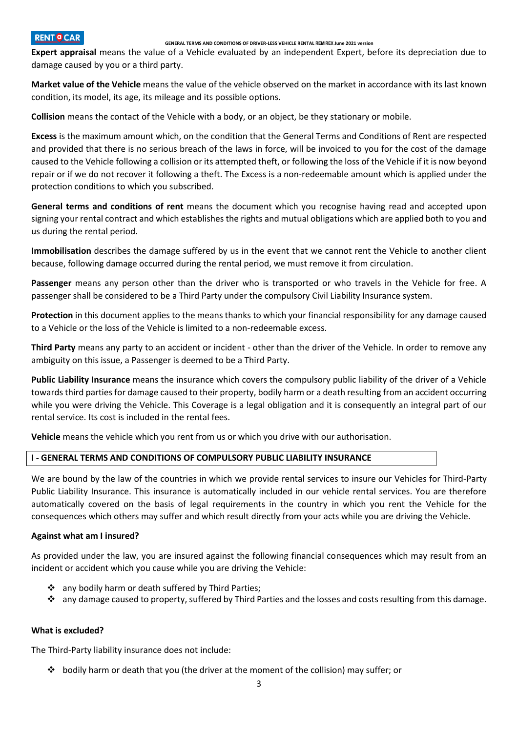**Expert appraisal** means the value of a Vehicle evaluated by an independent Expert, before its depreciation due to damage caused by you or a third party.

**Market value of the Vehicle** means the value of the vehicle observed on the market in accordance with its last known condition, its model, its age, its mileage and its possible options.

**Collision** means the contact of the Vehicle with a body, or an object, be they stationary or mobile.

**Excess** is the maximum amount which, on the condition that the General Terms and Conditions of Rent are respected and provided that there is no serious breach of the laws in force, will be invoiced to you for the cost of the damage caused to the Vehicle following a collision or its attempted theft, or following the loss of the Vehicle if it is now beyond repair or if we do not recover it following a theft. The Excess is a non-redeemable amount which is applied under the protection conditions to which you subscribed.

**General terms and conditions of rent** means the document which you recognise having read and accepted upon signing your rental contract and which establishes the rights and mutual obligations which are applied both to you and us during the rental period.

**Immobilisation** describes the damage suffered by us in the event that we cannot rent the Vehicle to another client because, following damage occurred during the rental period, we must remove it from circulation.

**Passenger** means any person other than the driver who is transported or who travels in the Vehicle for free. A passenger shall be considered to be a Third Party under the compulsory Civil Liability Insurance system.

**Protection** in this document applies to the means thanks to which your financial responsibility for any damage caused to a Vehicle or the loss of the Vehicle is limited to a non-redeemable excess.

**Third Party** means any party to an accident or incident - other than the driver of the Vehicle. In order to remove any ambiguity on this issue, a Passenger is deemed to be a Third Party.

**Public Liability Insurance** means the insurance which covers the compulsory public liability of the driver of a Vehicle towards third parties for damage caused to their property, bodily harm or a death resulting from an accident occurring while you were driving the Vehicle. This Coverage is a legal obligation and it is consequently an integral part of our rental service. Its cost is included in the rental fees.

**Vehicle** means the vehicle which you rent from us or which you drive with our authorisation.

## I - GENERAL TERMS AND CONDITIONS OF COMPULSORY PUBLIC LIABILITY INSURANCE

We are bound by the law of the countries in which we provide rental services to insure our Vehicles for Third-Party Public Liability Insurance. This insurance is automatically included in our vehicle rental services. You are therefore automatically covered on the basis of legal requirements in the country in which you rent the Vehicle for the consequences which others may suffer and which result directly from your acts while you are driving the Vehicle.

**Against what am I insured?**

As provided under the law, you are insured against the following financial consequences which may result from an incident or accident which you cause while you are driving the Vehicle:

- any bodily harm or death suffered by Third Parties;
- any damage caused to property, suffered by Third Parties and the losses and costs resulting from this damage.

**What is excluded?**

The Third-Party liability insurance does not include:

- bodily harm or death that you (the driver at the moment of the collision) may suffer; or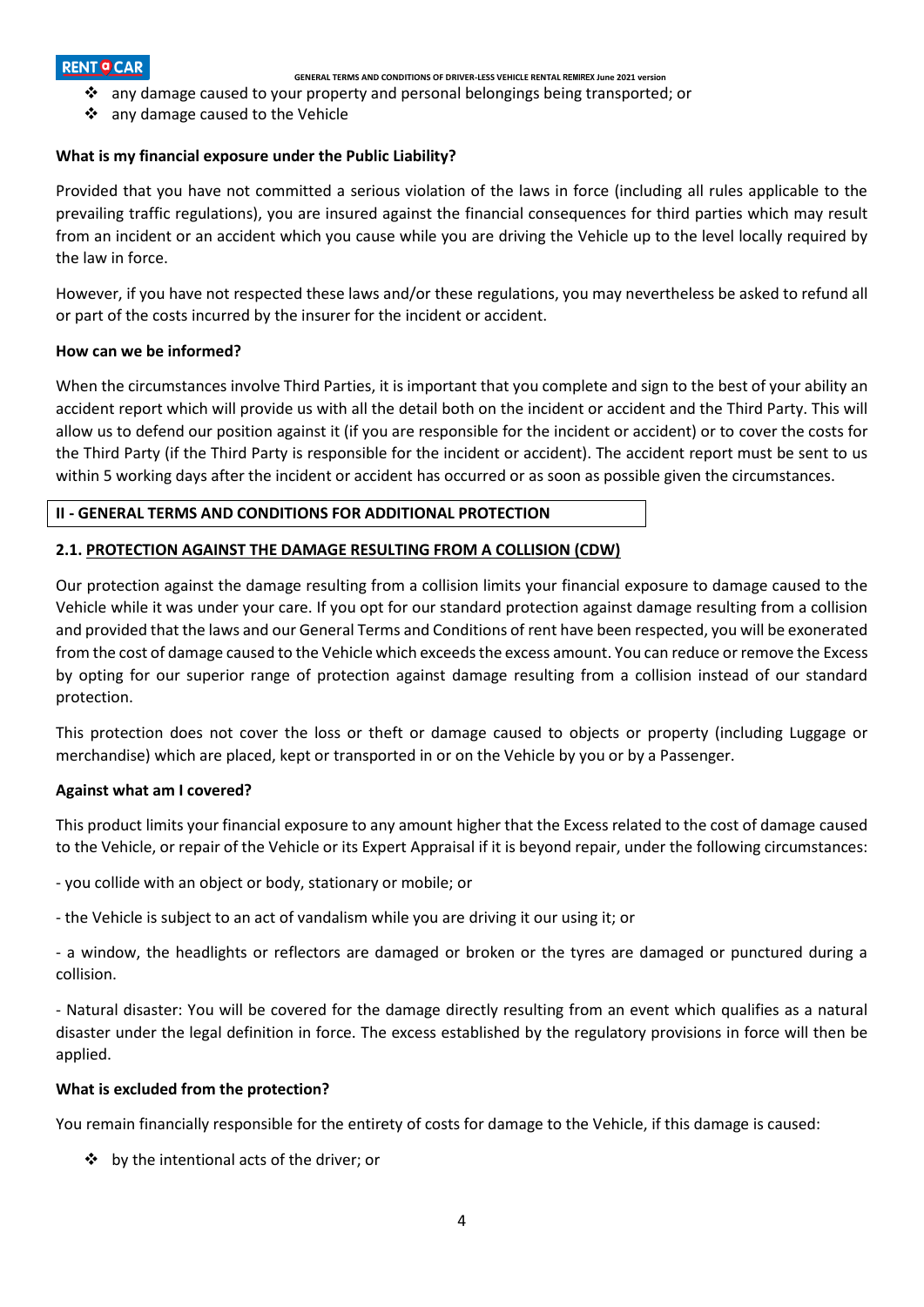- ❖ any damage caused to your property and personal belongings being transported; or
- ❖ any damage caused to the Vehicle

**What is my financial exposure under the Public Liability?**

Provided that you have not committed a serious violation of the laws in force (including all rules applicable to the prevailing traffic regulations), you are insured against the financial consequences for third parties which may result from an incident or an accident which you cause while you are driving the Vehicle up to the level locally required by the law in force.

However, if you have not respected these laws and/or these regulations, you may nevertheless be asked to refund all or part of the costs incurred by the insurer for the incident or accident.

**How can we be informed?**

When the circumstances involve Third Parties, it is important that you complete and sign to the best of your ability an accident report which will provide us with all the detail both on the incident or accident and the Third Party. This will allow us to defend our position against it (if you are responsible for the incident or accident) or to cover the costs for the Third Party (if the Third Party is responsible for the incident or accident). The accident report must be sent to us within 5 working days after the incident or accident has occurred or as soon as possible given the circumstances.

## II - GENERAL TERMS AND CONDITIONS FOR ADDITIONAL PROTECTION

### 2.1. PROTECTION AGAINST THE DAMAGE RESULTING FROM A COLLISION (CDW)

Our protection against the damage resulting from a collision limits your financial exposure to damage caused to the Vehicle while it was under your care. If you opt for our standard protection against damage resulting from a collision and provided that the laws and our General Terms and Conditions of rent have been respected, you will be exonerated from the cost of damage caused to the Vehicle which exceeds the excess amount. You can reduce or remove the Excess by opting for our superior range of protection against damage resulting from a collision instead of our standard protection.

This protection does not cover the loss or theft or damage caused to objects or property (including Luggage or merchandise) which are placed, kept or transported in or on the Vehicle by you or by a Passenger.

**Against what am I covered?**

This product limits your financial exposure to any amount higher that the Excess related to the cost of damage caused to the Vehicle, or repair of the Vehicle or its Expert Appraisal if it is beyond repair, under the following circumstances:

- you collide with an object or body, stationary or mobile; or

- the Vehicle is subject to an act of vandalism while you are driving it our using it; or

- a window, the headlights or reflectors are damaged or broken or the tyres are damaged or punctured during a collision.

- Natural disaster: You will be covered for the damage directly resulting from an event which qualifies as a natural disaster under the legal definition in force. The excess established by the regulatory provisions in force will then be applied.

**What is excluded from the protection?**

You remain financially responsible for the entirety of costs for damage to the Vehicle, if this damage is caused:

- ❖ by the intentional acts of the driver; or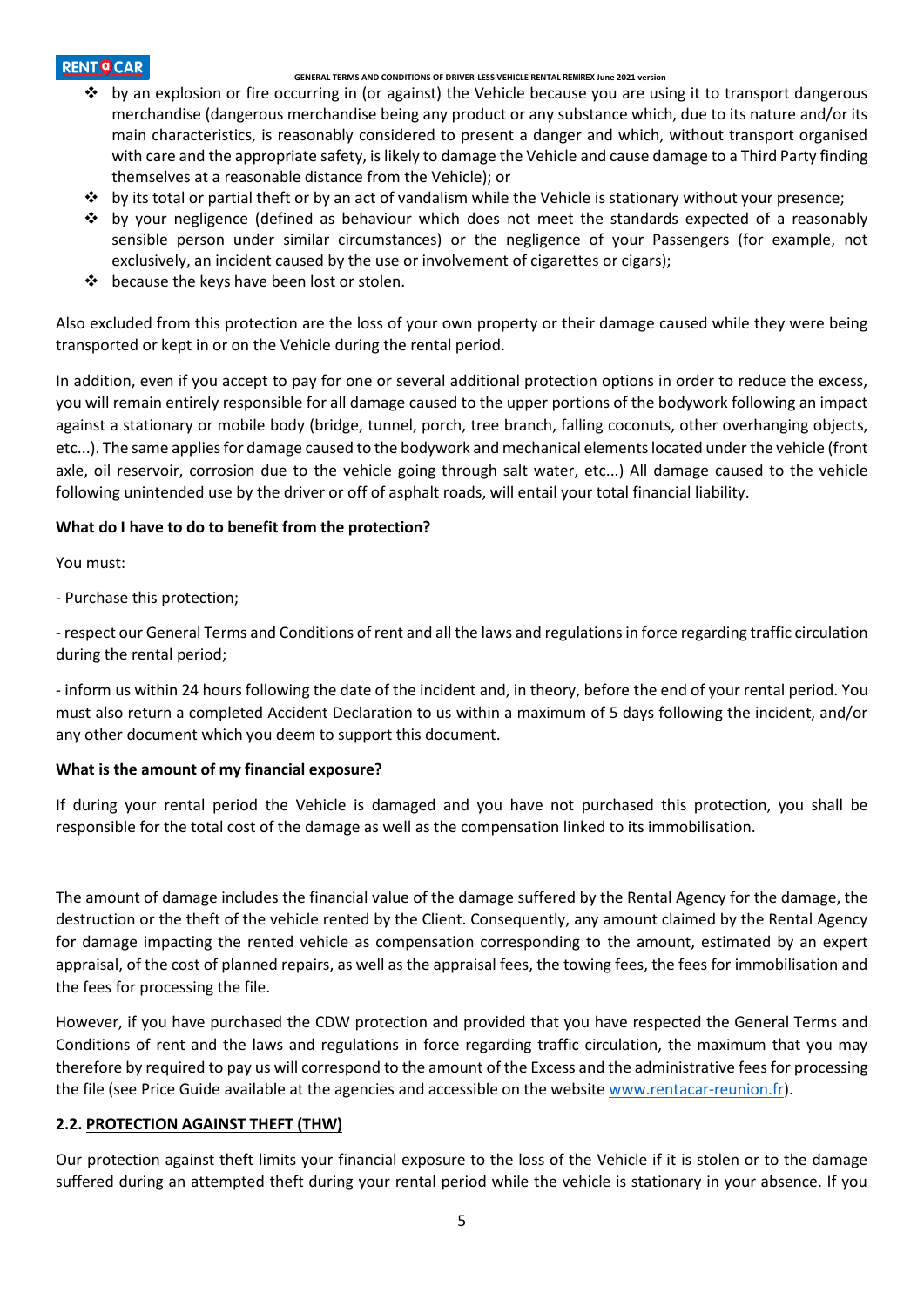- by an explosion or fire occurring in (or against) the Vehicle because you are using it to transport dangerous merchandise (dangerous merchandise being any product or any substance which, due to its nature and/or its main characteristics, is reasonably considered to present a danger and which, without transport organised with care and the appropriate safety, is likely to damage the Vehicle and cause damage to a Third Party finding themselves at a reasonable distance from the Vehicle); or
- by its total or partial theft or by an act of vandalism while the Vehicle is stationary without your presence;
- by your negligence (defined as behaviour which does not meet the standards expected of a reasonably sensible person under similar circumstances) or the negligence of your Passengers (for example, not exclusively, an incident caused by the use or involvement of cigarettes or cigars);
- because the keys have been lost or stolen.

Also excluded from this protection are the loss of your own property or their damage caused while they were being transported or kept in or on the Vehicle during the rental period.

In addition, even if you accept to pay for one or several additional protection options in order to reduce the excess, you will remain entirely responsible for all damage caused to the upper portions of the bodywork following an impact against a stationary or mobile body (bridge, tunnel, porch, tree branch, falling coconuts, other overhanging objects, etc...). The same applies for damage caused to the bodywork and mechanical elements located under the vehicle (front axle, oil reservoir, corrosion due to the vehicle going through salt water, etc...) All damage caused to the vehicle following unintended use by the driver or off of asphalt roads, will entail your total financial liability.

**What do I have to do to benefit from the protection?**

You must:

- Purchase this protection;

- respect our General Terms and Conditions of rent and all the laws and regulations in force regarding traffic circulation during the rental period;

- inform us within 24 hours following the date of the incident and, in theory, before the end of your rental period. You must also return a completed Accident Declaration to us within a maximum of 5 days following the incident, and/or any other document which you deem to support this document.

**What is the amount of my financial exposure?**

If during your rental period the Vehicle is damaged and you have not purchased this protection, you shall be responsible for the total cost of the damage as well as the compensation linked to its immobilisation.

The amount of damage includes the financial value of the damage suffered by the Rental Agency for the damage, the destruction or the theft of the vehicle rented by the Client. Consequently, any amount claimed by the Rental Agency for damage impacting the rented vehicle as compensation corresponding to the amount, estimated by an expert appraisal, of the cost of planned repairs, as well as the appraisal fees, the towing fees, the fees for immobilisation and the fees for processing the file.

However, if you have purchased the CDW protection and provided that you have respected the General Terms and Conditions of rent and the laws and regulations in force regarding traffic circulation, the maximum that you may therefore by required to pay us will correspond to the amount of the Excess and the administrative fees for processing the file (see Price Guide available at the agencies and accessible on the website [www.rentacar-reunion.fr](www.rentacar-reunion.fr)).

### 2.2. PROTECTION AGAINST THEFT (THW)

Our protection against theft limits your financial exposure to the loss of the Vehicle if it is stolen or to the damage suffered during an attempted theft during your rental period while the vehicle is stationary in your absence. If you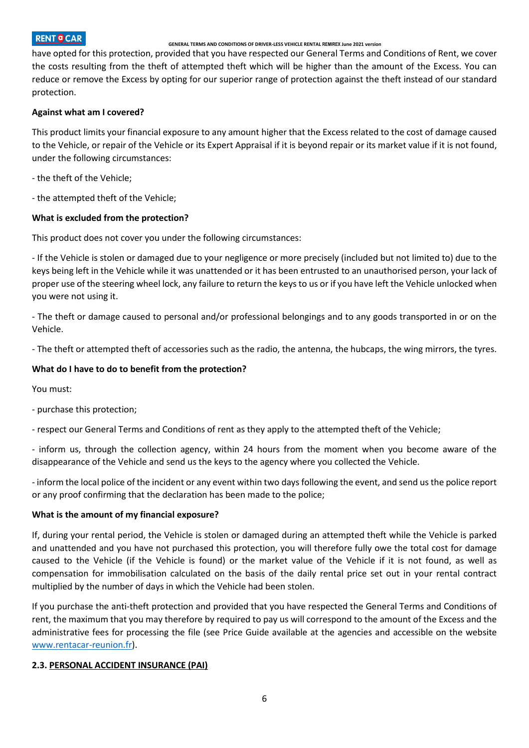have opted for this protection, provided that you have respected our General Terms and Conditions of Rent, we cover the costs resulting from the theft of attempted theft which will be higher than the amount of the Excess. You can reduce or remove the Excess by opting for our superior range of protection against the theft instead of our standard protection.

**Against what am I covered?**

This product limits your financial exposure to any amount higher that the Excess related to the cost of damage caused to the Vehicle, or repair of the Vehicle or its Expert Appraisal if it is beyond repair or its market value if it is not found, under the following circumstances:

- the theft of the Vehicle;

- the attempted theft of the Vehicle;

**What is excluded from the protection?**

This product does not cover you under the following circumstances:

- If the Vehicle is stolen or damaged due to your negligence or more precisely (included but not limited to) due to the keys being left in the Vehicle while it was unattended or it has been entrusted to an unauthorised person, your lack of proper use of the steering wheel lock, any failure to return the keys to us or if you have left the Vehicle unlocked when you were not using it.

- The theft or damage caused to personal and/or professional belongings and to any goods transported in or on the Vehicle.

- The theft or attempted theft of accessories such as the radio, the antenna, the hubcaps, the wing mirrors, the tyres.

**What do I have to do to benefit from the protection?**

You must:

- purchase this protection;

- respect our General Terms and Conditions of rent as they apply to the attempted theft of the Vehicle;

- inform us, through the collection agency, within 24 hours from the moment when you become aware of the disappearance of the Vehicle and send us the keys to the agency where you collected the Vehicle.

- inform the local police of the incident or any event within two days following the event, and send us the police report or any proof confirming that the declaration has been made to the police;

**What is the amount of my financial exposure?**

If, during your rental period, the Vehicle is stolen or damaged during an attempted theft while the Vehicle is parked and unattended and you have not purchased this protection, you will therefore fully owe the total cost for damage caused to the Vehicle (if the Vehicle is found) or the market value of the Vehicle if it is not found, as well as compensation for immobilisation calculated on the basis of the daily rental price set out in your rental contract multiplied by the number of days in which the Vehicle had been stolen.

If you purchase the anti-theft protection and provided that you have respected the General Terms and Conditions of rent, the maximum that you may therefore by required to pay us will correspond to the amount of the Excess and the administrative fees for processing the file (see Price Guide available at the agencies and accessible on the website www.rentacar-reunion.fr).

**2.3. PERSONAL ACCIDENT INSURANCE (PAI)**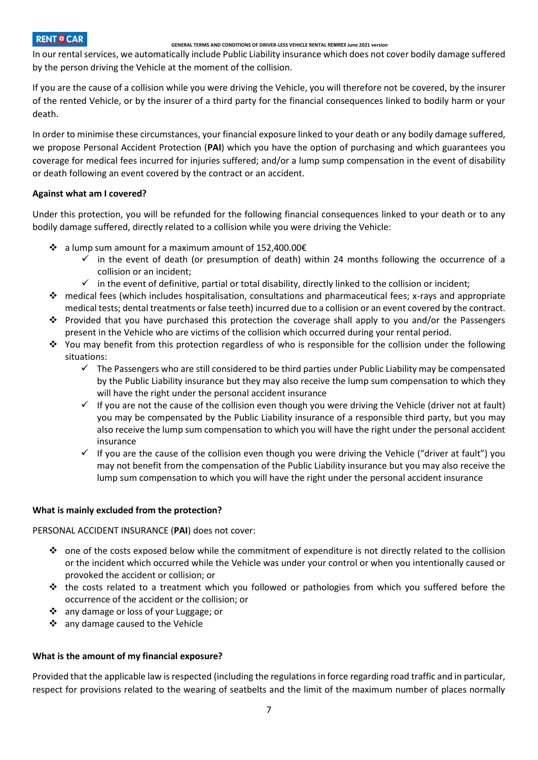In our rental services, we automatically include Public Liability insurance which does not cover bodily damage suffered by the person driving the Vehicle at the moment of the collision.

If you are the cause of a collision while you were driving the Vehicle, you will therefore not be covered, by the insurer of the rented Vehicle, or by the insurer of a third party for the financial consequences linked to bodily harm or your death.

In order to minimise these circumstances, your financial exposure linked to your death or any bodily damage suffered, we propose Personal Accident Protection (**PAI**) which you have the option of purchasing and which guarantees you coverage for medical fees incurred for injuries suffered; and/or a lump sump compensation in the event of disability or death following an event covered by the contract or an accident.

**Against what am I covered?**

Under this protection, you will be refunded for the following financial consequences linked to your death or to any bodily damage suffered, directly related to a collision while you were driving the Vehicle:

- a lump sum amount for a maximum amount of 152,400.00€
  - in the event of death (or presumption of death) within 24 months following the occurrence of a collision or an incident;
  - in the event of definitive, partial or total disability, directly linked to the collision or incident;
- medical fees (which includes hospitalisation, consultations and pharmaceutical fees; x-rays and appropriate medical tests; dental treatments or false teeth) incurred due to a collision or an event covered by the contract.
- Provided that you have purchased this protection the coverage shall apply to you and/or the Passengers present in the Vehicle who are victims of the collision which occurred during your rental period.
- You may benefit from this protection regardless of who is responsible for the collision under the following situations:
  - The Passengers who are still considered to be third parties under Public Liability may be compensated by the Public Liability insurance but they may also receive the lump sum compensation to which they will have the right under the personal accident insurance
  - If you are not the cause of the collision even though you were driving the Vehicle (driver not at fault) you may be compensated by the Public Liability insurance of a responsible third party, but you may also receive the lump sum compensation to which you will have the right under the personal accident insurance
  - If you are the cause of the collision even though you were driving the Vehicle ("driver at fault") you may not benefit from the compensation of the Public Liability insurance but you may also receive the lump sum compensation to which you will have the right under the personal accident insurance

**What is mainly excluded from the protection?**

PERSONAL ACCIDENT INSURANCE (**PAI**) does not cover:

- one of the costs exposed below while the commitment of expenditure is not directly related to the collision or the incident which occurred while the Vehicle was under your control or when you intentionally caused or provoked the accident or collision; or
- the costs related to a treatment which you followed or pathologies from which you suffered before the occurrence of the accident or the collision; or
- any damage or loss of your Luggage; or
- any damage caused to the Vehicle

**What is the amount of my financial exposure?**

Provided that the applicable law is respected (including the regulations in force regarding road traffic and in particular, respect for provisions related to the wearing of seatbelts and the limit of the maximum number of places normally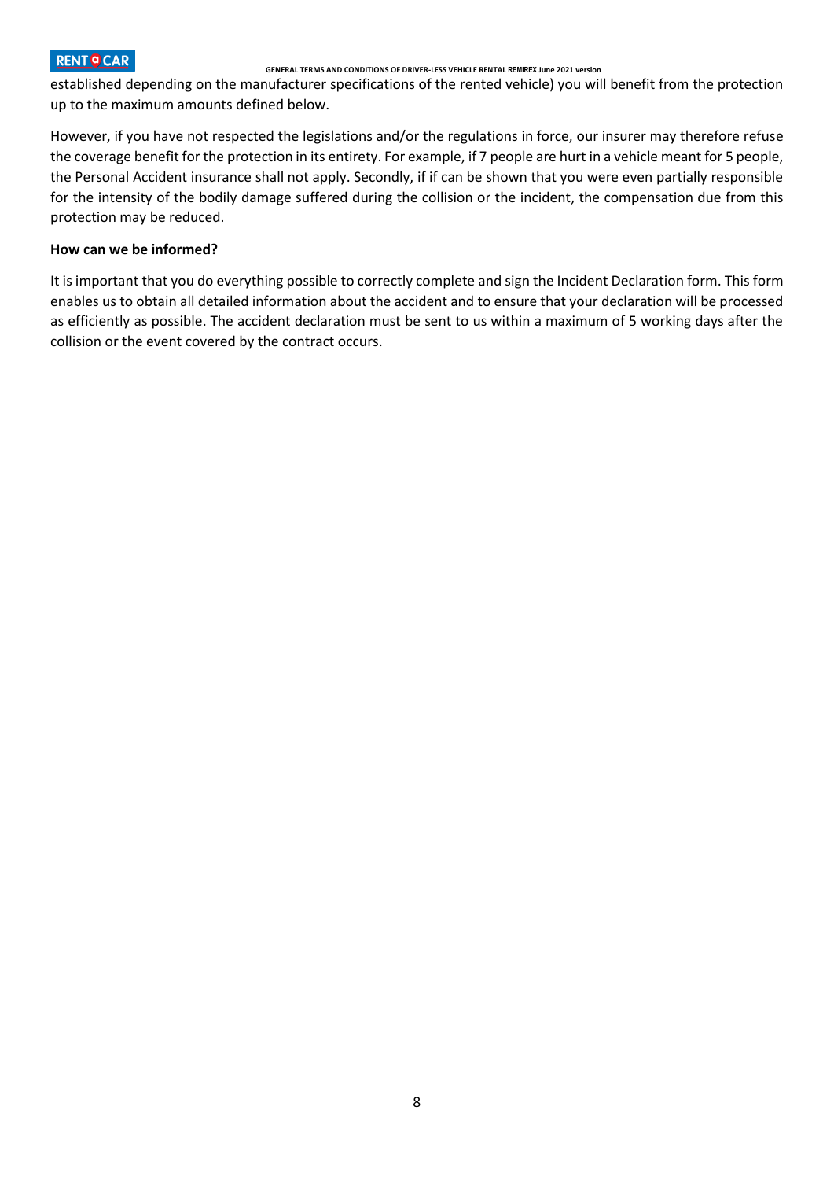established depending on the manufacturer specifications of the rented vehicle) you will benefit from the protection up to the maximum amounts defined below.

However, if you have not respected the legislations and/or the regulations in force, our insurer may therefore refuse the coverage benefit for the protection in its entirety. For example, if 7 people are hurt in a vehicle meant for 5 people, the Personal Accident insurance shall not apply. Secondly, if if can be shown that you were even partially responsible for the intensity of the bodily damage suffered during the collision or the incident, the compensation due from this protection may be reduced.

**How can we be informed?**

It is important that you do everything possible to correctly complete and sign the Incident Declaration form. This form enables us to obtain all detailed information about the accident and to ensure that your declaration will be processed as efficiently as possible. The accident declaration must be sent to us within a maximum of 5 working days after the collision or the event covered by the contract occurs.